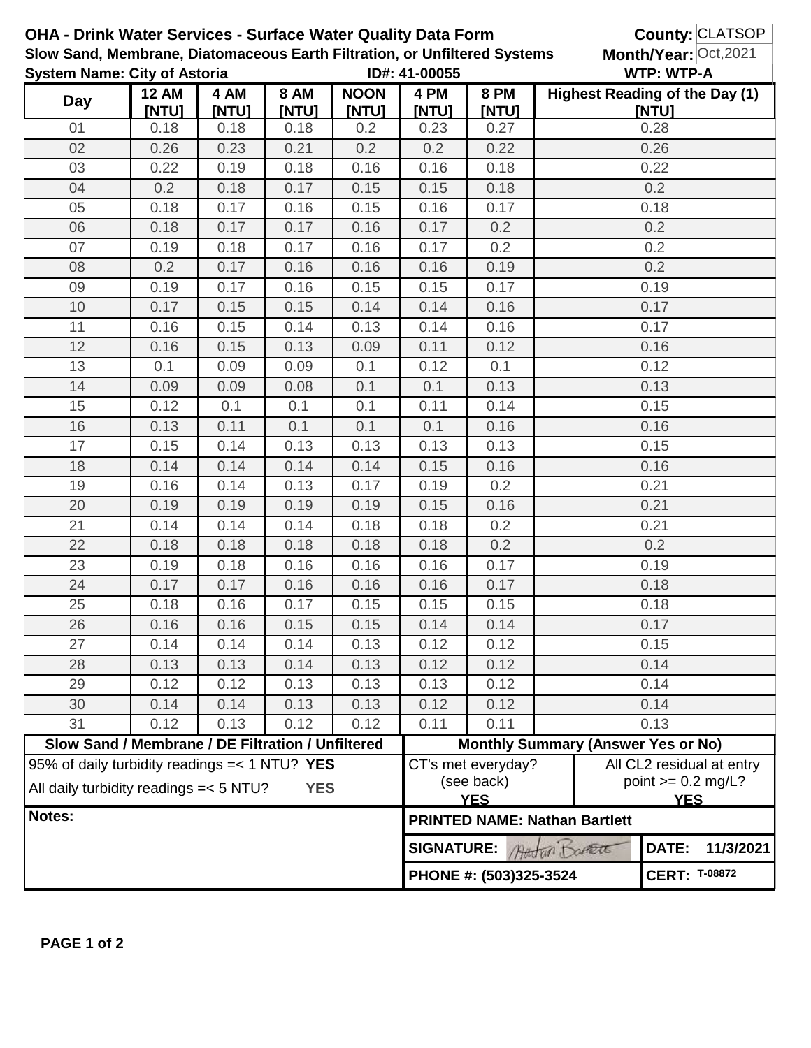**OHA - Drink Water Services - Surface Water Quality Data Form** **County:** CLATSOP

**Slow Sand, Membrane, Diatomaceous Earth Filtration, or Unfiltered Systems** **Month/Year:** Oct,2021

**System Name: City of Astoria** **ID#: 41-00055** **WTP: WTP-A**

| Day | 12 AM [NTU] | 4 AM [NTU] | 8 AM [NTU] | NOON [NTU] | 4 PM [NTU] | 8 PM [NTU] | Highest Reading of the Day (1) [NTU] |
|---|---|---|---|---|---|---|---|
| 01 | 0.18 | 0.18 | 0.18 | 0.2 | 0.23 | 0.27 | 0.28 |
| 02 | 0.26 | 0.23 | 0.21 | 0.2 | 0.2 | 0.22 | 0.26 |
| 03 | 0.22 | 0.19 | 0.18 | 0.16 | 0.16 | 0.18 | 0.22 |
| 04 | 0.2 | 0.18 | 0.17 | 0.15 | 0.15 | 0.18 | 0.2 |
| 05 | 0.18 | 0.17 | 0.16 | 0.15 | 0.16 | 0.17 | 0.18 |
| 06 | 0.18 | 0.17 | 0.17 | 0.16 | 0.17 | 0.2 | 0.2 |
| 07 | 0.19 | 0.18 | 0.17 | 0.16 | 0.17 | 0.2 | 0.2 |
| 08 | 0.2 | 0.17 | 0.16 | 0.16 | 0.16 | 0.19 | 0.2 |
| 09 | 0.19 | 0.17 | 0.16 | 0.15 | 0.15 | 0.17 | 0.19 |
| 10 | 0.17 | 0.15 | 0.15 | 0.14 | 0.14 | 0.16 | 0.17 |
| 11 | 0.16 | 0.15 | 0.14 | 0.13 | 0.14 | 0.16 | 0.17 |
| 12 | 0.16 | 0.15 | 0.13 | 0.09 | 0.11 | 0.12 | 0.16 |
| 13 | 0.1 | 0.09 | 0.09 | 0.1 | 0.12 | 0.1 | 0.12 |
| 14 | 0.09 | 0.09 | 0.08 | 0.1 | 0.1 | 0.13 | 0.13 |
| 15 | 0.12 | 0.1 | 0.1 | 0.1 | 0.11 | 0.14 | 0.15 |
| 16 | 0.13 | 0.11 | 0.1 | 0.1 | 0.1 | 0.16 | 0.16 |
| 17 | 0.15 | 0.14 | 0.13 | 0.13 | 0.13 | 0.13 | 0.15 |
| 18 | 0.14 | 0.14 | 0.14 | 0.14 | 0.15 | 0.16 | 0.16 |
| 19 | 0.16 | 0.14 | 0.13 | 0.17 | 0.19 | 0.2 | 0.21 |
| 20 | 0.19 | 0.19 | 0.19 | 0.19 | 0.15 | 0.16 | 0.21 |
| 21 | 0.14 | 0.14 | 0.14 | 0.18 | 0.18 | 0.2 | 0.21 |
| 22 | 0.18 | 0.18 | 0.18 | 0.18 | 0.18 | 0.2 | 0.2 |
| 23 | 0.19 | 0.18 | 0.16 | 0.16 | 0.16 | 0.17 | 0.19 |
| 24 | 0.17 | 0.17 | 0.16 | 0.16 | 0.16 | 0.17 | 0.18 |
| 25 | 0.18 | 0.16 | 0.17 | 0.15 | 0.15 | 0.15 | 0.18 |
| 26 | 0.16 | 0.16 | 0.15 | 0.15 | 0.14 | 0.14 | 0.17 |
| 27 | 0.14 | 0.14 | 0.14 | 0.13 | 0.12 | 0.12 | 0.15 |
| 28 | 0.13 | 0.13 | 0.14 | 0.13 | 0.12 | 0.12 | 0.14 |
| 29 | 0.12 | 0.12 | 0.13 | 0.13 | 0.13 | 0.12 | 0.14 |
| 30 | 0.14 | 0.14 | 0.13 | 0.13 | 0.12 | 0.12 | 0.14 |
| 31 | 0.12 | 0.13 | 0.12 | 0.12 | 0.11 | 0.11 | 0.13 |

| Slow Sand / Membrane / DE Filtration / Unfiltered | Monthly Summary (Answer Yes or No) | |
|---|---|---|
| 95% of daily turbidity readings =< 1 NTU? **YES** | CT's met everyday? (see back) **YES** | All CL2 residual at entry point >= 0.2 mg/L? **YES** |
| All daily turbidity readings =< 5 NTU? **YES** | | |

**Notes:**

**PRINTED NAME: Nathan Bartlett**

**SIGNATURE:** Nathan Bartlett **DATE: 11/3/2021**

**PHONE #: (503)325-3524** **CERT: T-08872**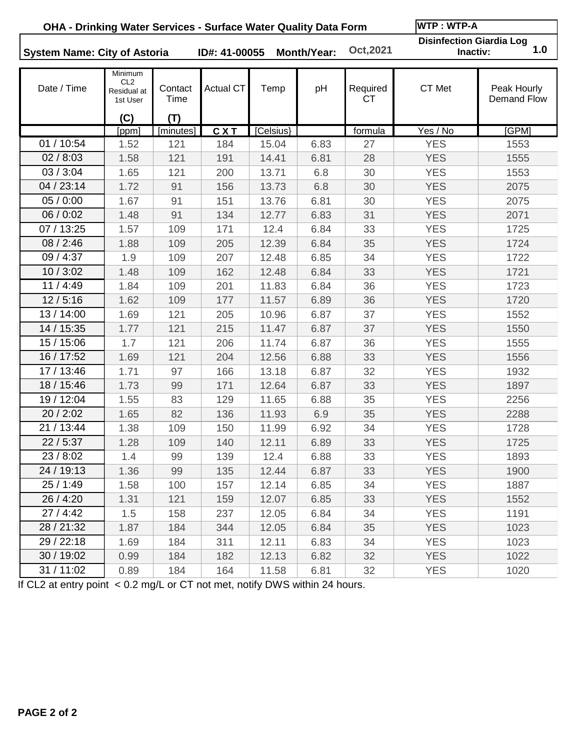**OHA - Drinking Water Services - Surface Water Quality Data Form**

**WTP : WTP-A**

**System Name: City of Astoria** **ID#: 41-00055** **Month/Year:** **Oct,2021**

**Disinfection Giardia Log Inactiv:** **1.0**

| Date / Time | Minimum $CL_2$ Residual at 1st User (C) | Contact Time (T) | Actual CT | Temp | pH | Required CT | CT Met | Peak Hourly Demand Flow |
|---|---|---|---|---|---|---|---|---|
| | [ppm] | [minutes] | C X T | [Celsius} | | formula | Yes / No | [GPM] |
| 01 / 10:54 | 1.52 | 121 | 184 | 15.04 | 6.83 | 27 | YES | 1553 |
| 02 / 8:03 | 1.58 | 121 | 191 | 14.41 | 6.81 | 28 | YES | 1555 |
| 03 / 3:04 | 1.65 | 121 | 200 | 13.71 | 6.8 | 30 | YES | 1553 |
| 04 / 23:14 | 1.72 | 91 | 156 | 13.73 | 6.8 | 30 | YES | 2075 |
| 05 / 0:00 | 1.67 | 91 | 151 | 13.76 | 6.81 | 30 | YES | 2075 |
| 06 / 0:02 | 1.48 | 91 | 134 | 12.77 | 6.83 | 31 | YES | 2071 |
| 07 / 13:25 | 1.57 | 109 | 171 | 12.4 | 6.84 | 33 | YES | 1725 |
| 08 / 2:46 | 1.88 | 109 | 205 | 12.39 | 6.84 | 35 | YES | 1724 |
| 09 / 4:37 | 1.9 | 109 | 207 | 12.48 | 6.85 | 34 | YES | 1722 |
| 10 / 3:02 | 1.48 | 109 | 162 | 12.48 | 6.84 | 33 | YES | 1721 |
| 11 / 4:49 | 1.84 | 109 | 201 | 11.83 | 6.84 | 36 | YES | 1723 |
| 12 / 5:16 | 1.62 | 109 | 177 | 11.57 | 6.89 | 36 | YES | 1720 |
| 13 / 14:00 | 1.69 | 121 | 205 | 10.96 | 6.87 | 37 | YES | 1552 |
| 14 / 15:35 | 1.77 | 121 | 215 | 11.47 | 6.87 | 37 | YES | 1550 |
| 15 / 15:06 | 1.7 | 121 | 206 | 11.74 | 6.87 | 36 | YES | 1555 |
| 16 / 17:52 | 1.69 | 121 | 204 | 12.56 | 6.88 | 33 | YES | 1556 |
| 17 / 13:46 | 1.71 | 97 | 166 | 13.18 | 6.87 | 32 | YES | 1932 |
| 18 / 15:46 | 1.73 | 99 | 171 | 12.64 | 6.87 | 33 | YES | 1897 |
| 19 / 12:04 | 1.55 | 83 | 129 | 11.65 | 6.88 | 35 | YES | 2256 |
| 20 / 2:02 | 1.65 | 82 | 136 | 11.93 | 6.9 | 35 | YES | 2288 |
| 21 / 13:44 | 1.38 | 109 | 150 | 11.99 | 6.92 | 34 | YES | 1728 |
| 22 / 5:37 | 1.28 | 109 | 140 | 12.11 | 6.89 | 33 | YES | 1725 |
| 23 / 8:02 | 1.4 | 99 | 139 | 12.4 | 6.88 | 33 | YES | 1893 |
| 24 / 19:13 | 1.36 | 99 | 135 | 12.44 | 6.87 | 33 | YES | 1900 |
| 25 / 1:49 | 1.58 | 100 | 157 | 12.14 | 6.85 | 34 | YES | 1887 |
| 26 / 4:20 | 1.31 | 121 | 159 | 12.07 | 6.85 | 33 | YES | 1552 |
| 27 / 4:42 | 1.5 | 158 | 237 | 12.05 | 6.84 | 34 | YES | 1191 |
| 28 / 21:32 | 1.87 | 184 | 344 | 12.05 | 6.84 | 35 | YES | 1023 |
| 29 / 22:18 | 1.69 | 184 | 311 | 12.11 | 6.83 | 34 | YES | 1023 |
| 30 / 19:02 | 0.99 | 184 | 182 | 12.13 | 6.82 | 32 | YES | 1022 |
| 31 / 11:02 | 0.89 | 184 | 164 | 11.58 | 6.81 | 32 | YES | 1020 |

If $CL_2$ at entry point < 0.2 mg/L or CT not met, notify DWS within 24 hours.